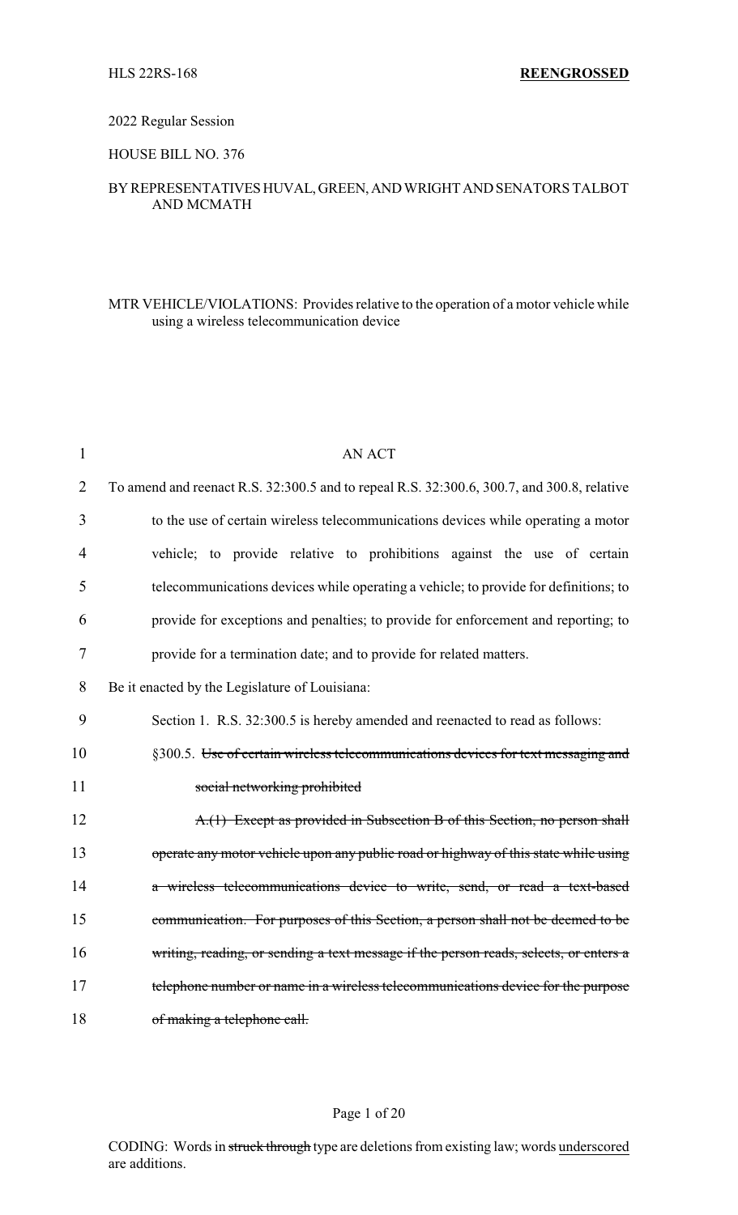HLS 22RS-168 **REENGROSSED**

2022 Regular Session

HOUSE BILL NO. 376

BY REPRESENTATIVES HUVAL, GREEN, AND WRIGHT AND SENATORS TALBOT AND MCMATH

MTR VEHICLE/VIOLATIONS: Provides relative to the operation of a motor vehicle while using a wireless telecommunication device

AN ACT

To amend and reenact R.S. 32:300.5 and to repeal R.S. 32:300.6, 300.7, and 300.8, relative to the use of certain wireless telecommunications devices while operating a motor vehicle; to provide relative to prohibitions against the use of certain telecommunications devices while operating a vehicle; to provide for definitions; to provide for exceptions and penalties; to provide for enforcement and reporting; to provide for a termination date; and to provide for related matters.

Be it enacted by the Legislature of Louisiana:

Section 1. R.S. 32:300.5 is hereby amended and reenacted to read as follows:

§300.5. ~~Use of certain wireless telecommunications devices for text messaging and social networking prohibited~~

~~A.(1) Except as provided in Subsection B of this Section, no person shall operate any motor vehicle upon any public road or highway of this state while using a wireless telecommunications device to write, send, or read a text-based communication. For purposes of this Section, a person shall not be deemed to be writing, reading, or sending a text message if the person reads, selects, or enters a telephone number or name in a wireless telecommunications device for the purpose of making a telephone call.~~

CODING: Words in ~~struck through~~ type are deletions from existing law; words underscored are additions.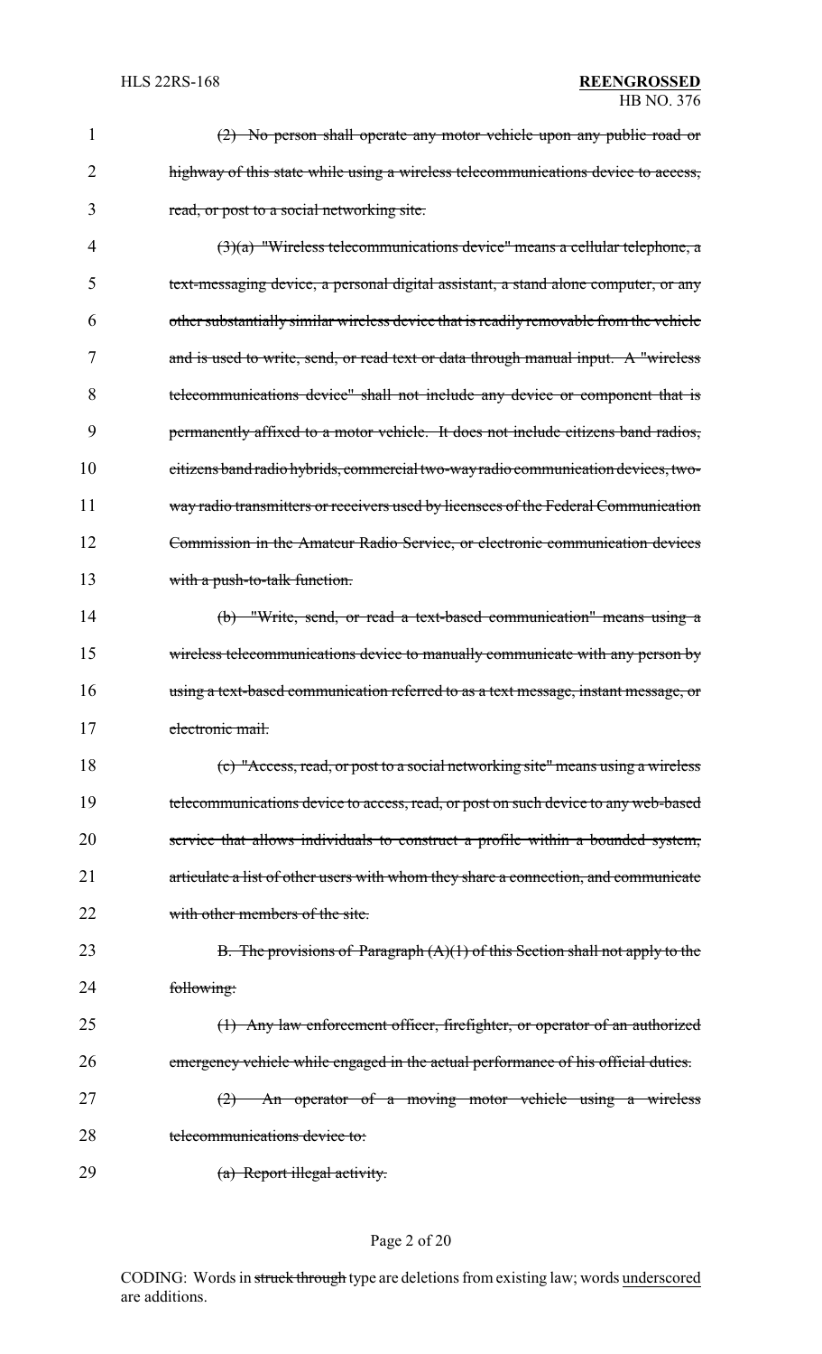~~(2) No person shall operate any motor vehicle upon any public road or highway of this state while using a wireless telecommunications device to access, read, or post to a social networking site.~~

~~(3)(a) "Wireless telecommunications device" means a cellular telephone, a text-messaging device, a personal digital assistant, a stand alone computer, or any other substantially similar wireless device that is readily removable from the vehicle and is used to write, send, or read text or data through manual input. A "wireless telecommunications device" shall not include any device or component that is permanently affixed to a motor vehicle. It does not include citizens band radios, citizens band radio hybrids, commercial two-way radio communication devices, two-way radio transmitters or receivers used by licensees of the Federal Communication Commission in the Amateur Radio Service, or electronic communication devices with a push-to-talk function.~~

~~(b) "Write, send, or read a text-based communication" means using a wireless telecommunications device to manually communicate with any person by using a text-based communication referred to as a text message, instant message, or electronic mail.~~

~~(c) "Access, read, or post to a social networking site" means using a wireless telecommunications device to access, read, or post on such device to any web-based service that allows individuals to construct a profile within a bounded system, articulate a list of other users with whom they share a connection, and communicate with other members of the site.~~

~~B. The provisions of Paragraph (A)(1) of this Section shall not apply to the following:~~

~~(1) Any law enforcement officer, firefighter, or operator of an authorized emergency vehicle while engaged in the actual performance of his official duties.~~

~~(2) An operator of a moving motor vehicle using a wireless telecommunications device to:~~

~~(a) Report illegal activity.~~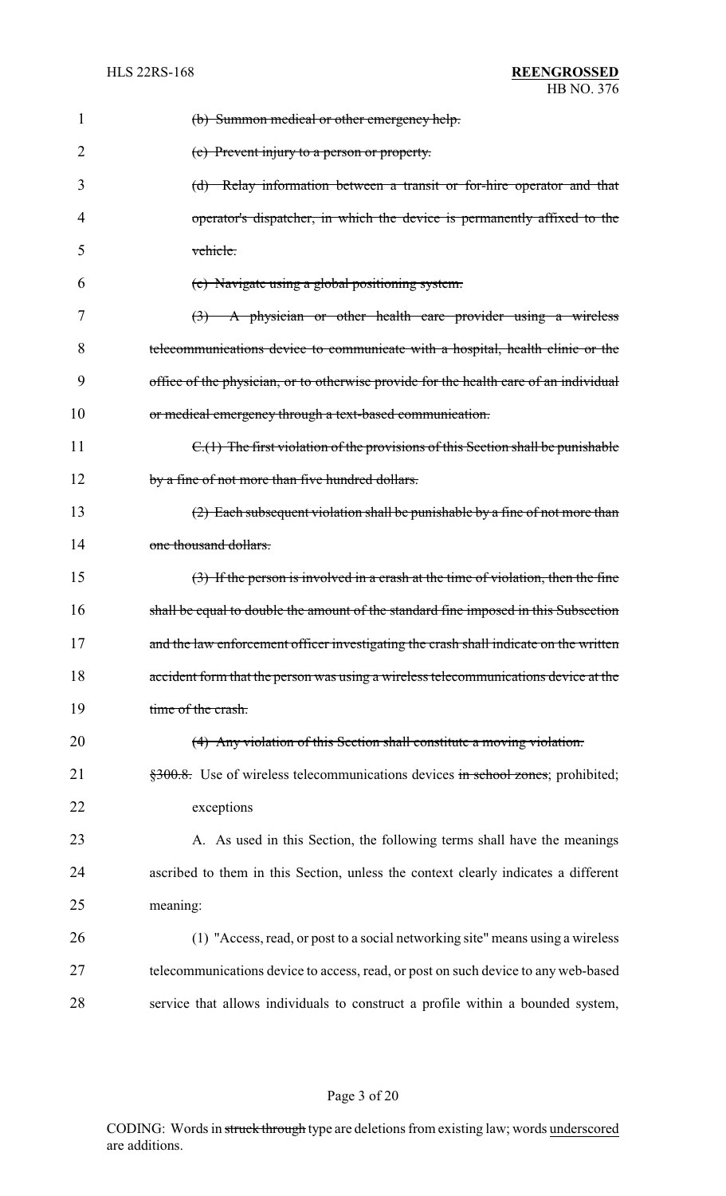~~(b) Summon medical or other emergency help.~~

~~(c) Prevent injury to a person or property.~~

~~(d) Relay information between a transit or for-hire operator and that operator's dispatcher, in which the device is permanently affixed to the vehicle.~~

~~(e) Navigate using a global positioning system.~~

~~(3) A physician or other health care provider using a wireless telecommunications device to communicate with a hospital, health clinic or the office of the physician, or to otherwise provide for the health care of an individual or medical emergency through a text-based communication.~~

~~C.(1) The first violation of the provisions of this Section shall be punishable by a fine of not more than five hundred dollars.~~

~~(2) Each subsequent violation shall be punishable by a fine of not more than one thousand dollars.~~

~~(3) If the person is involved in a crash at the time of violation, then the fine shall be equal to double the amount of the standard fine imposed in this Subsection and the law enforcement officer investigating the crash shall indicate on the written accident form that the person was using a wireless telecommunications device at the time of the crash.~~

~~(4) Any violation of this Section shall constitute a moving violation.~~

~~§300.8.~~ Use of wireless telecommunications devices ~~in school zones~~; prohibited; exceptions

A. As used in this Section, the following terms shall have the meanings ascribed to them in this Section, unless the context clearly indicates a different meaning:

(1) "Access, read, or post to a social networking site" means using a wireless telecommunications device to access, read, or post on such device to any web-based service that allows individuals to construct a profile within a bounded system,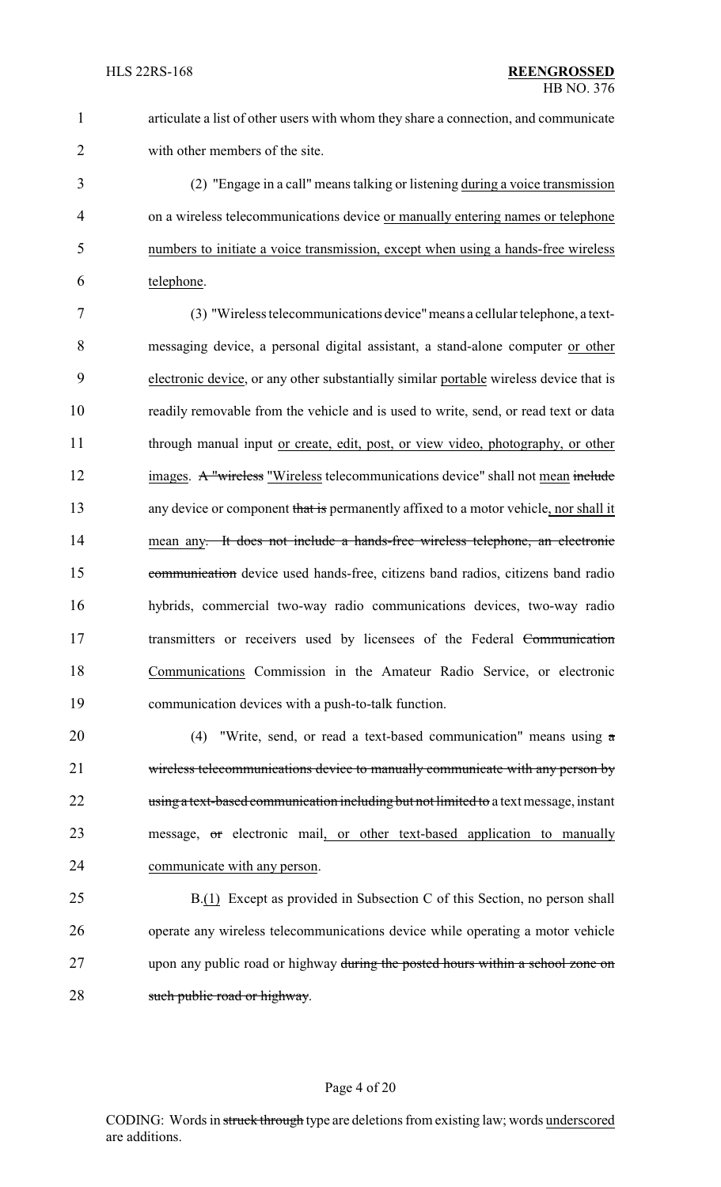articulate a list of other users with whom they share a connection, and communicate with other members of the site.

(2) "Engage in a call" means talking or listening during a voice transmission on a wireless telecommunications device or manually entering names or telephone numbers to initiate a voice transmission, except when using a hands-free wireless telephone.

(3) "Wireless telecommunications device" means a cellular telephone, a text-messaging device, a personal digital assistant, a stand-alone computer or other electronic device, or any other substantially similar portable wireless device that is readily removable from the vehicle and is used to write, send, or read text or data through manual input or create, edit, post, or view video, photography, or other images. ~~A "wireless~~ "Wireless telecommunications device" shall not mean ~~include~~ any device or component ~~that is~~ permanently affixed to a motor vehicle, nor shall it mean any~~. It does not include a hands-free wireless telephone, an electronic communication~~ device used hands-free, citizens band radios, citizens band radio hybrids, commercial two-way radio communications devices, two-way radio transmitters or receivers used by licensees of the Federal ~~Communication~~ Communications Commission in the Amateur Radio Service, or electronic communication devices with a push-to-talk function.

(4) "Write, send, or read a text-based communication" means using ~~a wireless telecommunications device to manually communicate with any person by using a text-based communication including but not limited to~~ a text message, instant message, ~~or~~ electronic mail, or other text-based application to manually communicate with any person.

B.(1) Except as provided in Subsection C of this Section, no person shall operate any wireless telecommunications device while operating a motor vehicle upon any public road or highway ~~during the posted hours within a school zone on such public road or highway~~.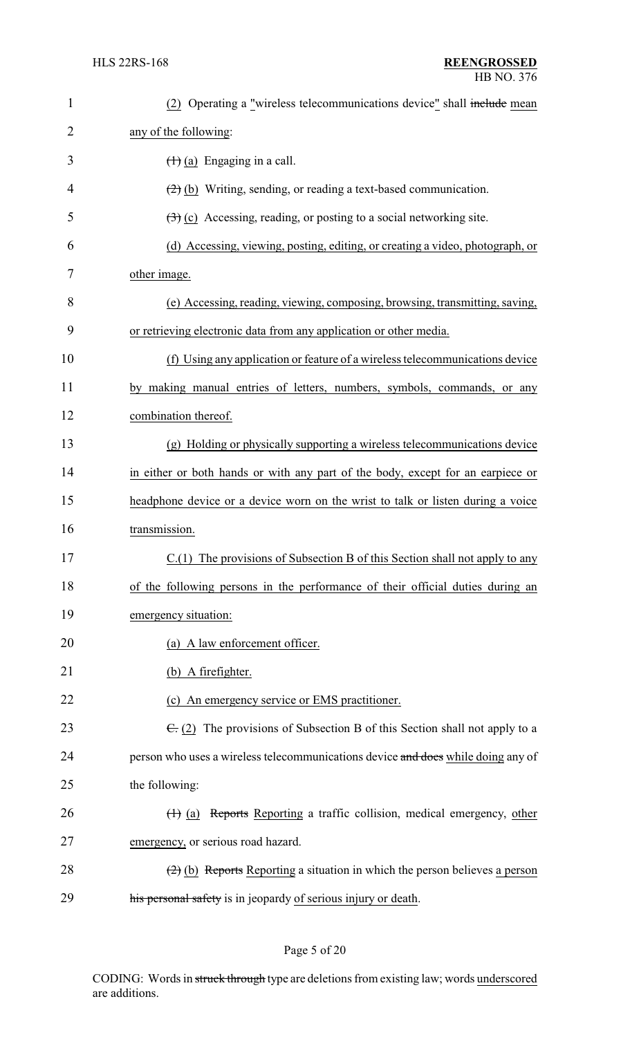(2) Operating a "wireless telecommunications device" shall ~~include~~ mean any of the following:

~~(1)~~ (a) Engaging in a call.

~~(2)~~ (b) Writing, sending, or reading a text-based communication.

~~(3)~~ (c) Accessing, reading, or posting to a social networking site.

(d) Accessing, viewing, posting, editing, or creating a video, photograph, or other image.

(e) Accessing, reading, viewing, composing, browsing, transmitting, saving, or retrieving electronic data from any application or other media.

(f) Using any application or feature of a wireless telecommunications device by making manual entries of letters, numbers, symbols, commands, or any combination thereof.

(g) Holding or physically supporting a wireless telecommunications device in either or both hands or with any part of the body, except for an earpiece or headphone device or a device worn on the wrist to talk or listen during a voice transmission.

C.(1) The provisions of Subsection B of this Section shall not apply to any of the following persons in the performance of their official duties during an emergency situation:

(a) A law enforcement officer.

(b) A firefighter.

(c) An emergency service or EMS practitioner.

~~C.~~ (2) The provisions of Subsection B of this Section shall not apply to a person who uses a wireless telecommunications device ~~and does~~ while doing any of the following:

~~(1)~~ (a) ~~Reports~~ Reporting a traffic collision, medical emergency, other emergency, or serious road hazard.

~~(2)~~ (b) ~~Reports~~ Reporting a situation in which the person believes a person ~~his personal safety~~ is in jeopardy of serious injury or death.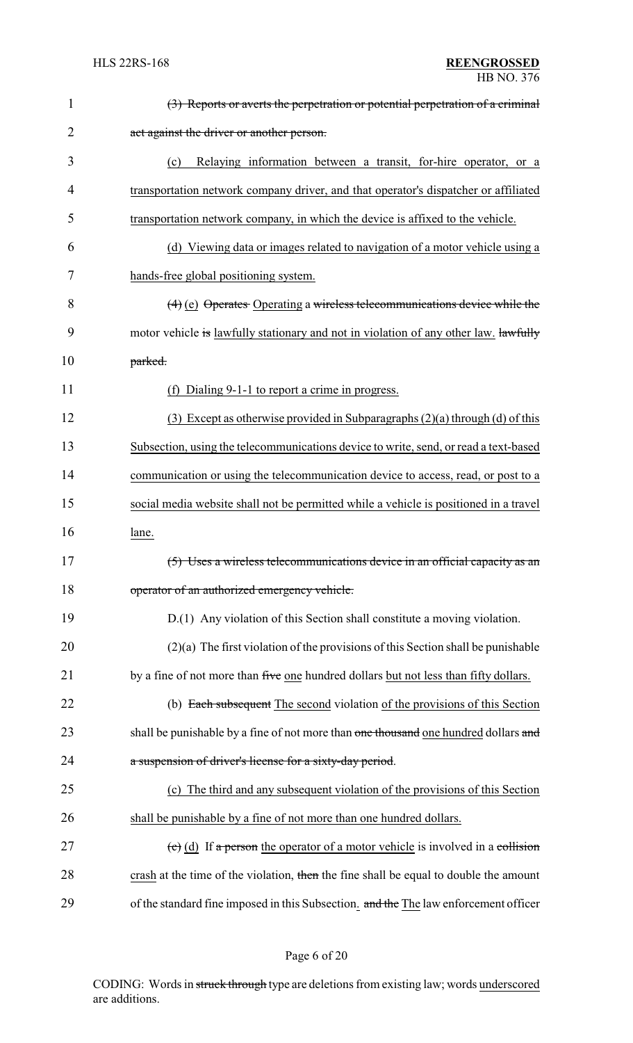(3) Reports or averts the perpetration or potential perpetration of a criminal act against the driver or another person.

(c) Relaying information between a transit, for-hire operator, or a transportation network company driver, and that operator's dispatcher or affiliated transportation network company, in which the device is affixed to the vehicle.

(d) Viewing data or images related to navigation of a motor vehicle using a hands-free global positioning system.

(4) (e) Operates Operating a wireless telecommunications device while the motor vehicle is lawfully stationary and not in violation of any other law. lawfully parked.

(f) Dialing 9-1-1 to report a crime in progress.

(3) Except as otherwise provided in Subparagraphs (2)(a) through (d) of this Subsection, using the telecommunications device to write, send, or read a text-based communication or using the telecommunication device to access, read, or post to a social media website shall not be permitted while a vehicle is positioned in a travel lane.

(5) Uses a wireless telecommunications device in an official capacity as an operator of an authorized emergency vehicle.

D.(1) Any violation of this Section shall constitute a moving violation.

(2)(a) The first violation of the provisions of this Section shall be punishable by a fine of not more than five one hundred dollars but not less than fifty dollars.

(b) Each subsequent The second violation of the provisions of this Section shall be punishable by a fine of not more than one thousand one hundred dollars and a suspension of driver's license for a sixty-day period.

(c) The third and any subsequent violation of the provisions of this Section shall be punishable by a fine of not more than one hundred dollars.

(c) (d) If a person the operator of a motor vehicle is involved in a collision crash at the time of the violation, then the fine shall be equal to double the amount of the standard fine imposed in this Subsection. and the The law enforcement officer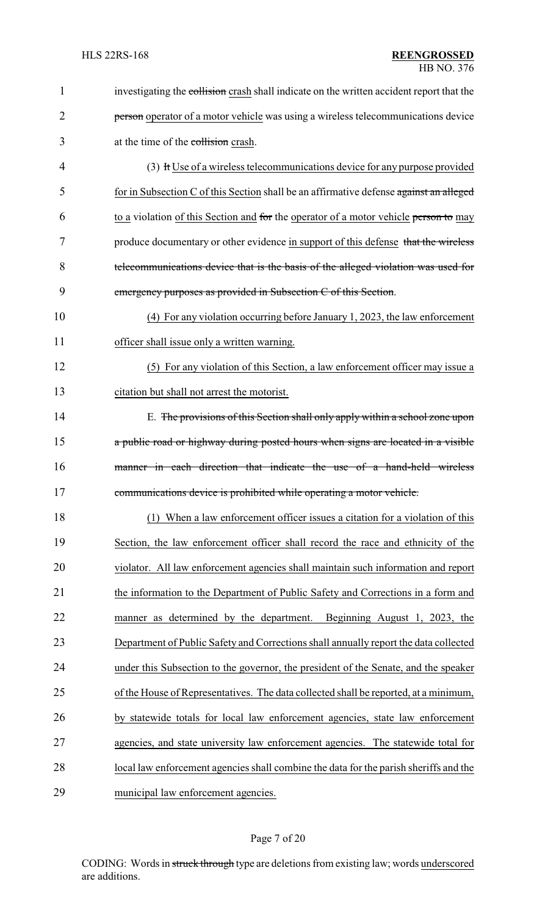investigating the ~~collision~~ crash shall indicate on the written accident report that the ~~person~~ operator of a motor vehicle was using a wireless telecommunications device at the time of the ~~collision~~ crash.

(3) ~~It~~ Use of a wireless telecommunications device for any purpose provided for in Subsection C of this Section shall be an affirmative defense ~~against an alleged~~ to a violation of this Section and ~~for~~ the operator of a motor vehicle ~~person to~~ may produce documentary or other evidence in support of this defense ~~that the wireless telecommunications device that is the basis of the alleged violation was used for emergency purposes as provided in Subsection C of this Section~~.

(4) For any violation occurring before January 1, 2023, the law enforcement officer shall issue only a written warning.

(5) For any violation of this Section, a law enforcement officer may issue a citation but shall not arrest the motorist.

E. ~~The provisions of this Section shall only apply within a school zone upon a public road or highway during posted hours when signs are located in a visible manner in each direction that indicate the use of a hand-held wireless communications device is prohibited while operating a motor vehicle.~~

(1) When a law enforcement officer issues a citation for a violation of this Section, the law enforcement officer shall record the race and ethnicity of the violator. All law enforcement agencies shall maintain such information and report the information to the Department of Public Safety and Corrections in a form and manner as determined by the department. Beginning August 1, 2023, the Department of Public Safety and Corrections shall annually report the data collected under this Subsection to the governor, the president of the Senate, and the speaker of the House of Representatives. The data collected shall be reported, at a minimum, by statewide totals for local law enforcement agencies, state law enforcement agencies, and state university law enforcement agencies. The statewide total for local law enforcement agencies shall combine the data for the parish sheriffs and the municipal law enforcement agencies.

CODING: Words in ~~struck through~~ type are deletions from existing law; words underscored are additions.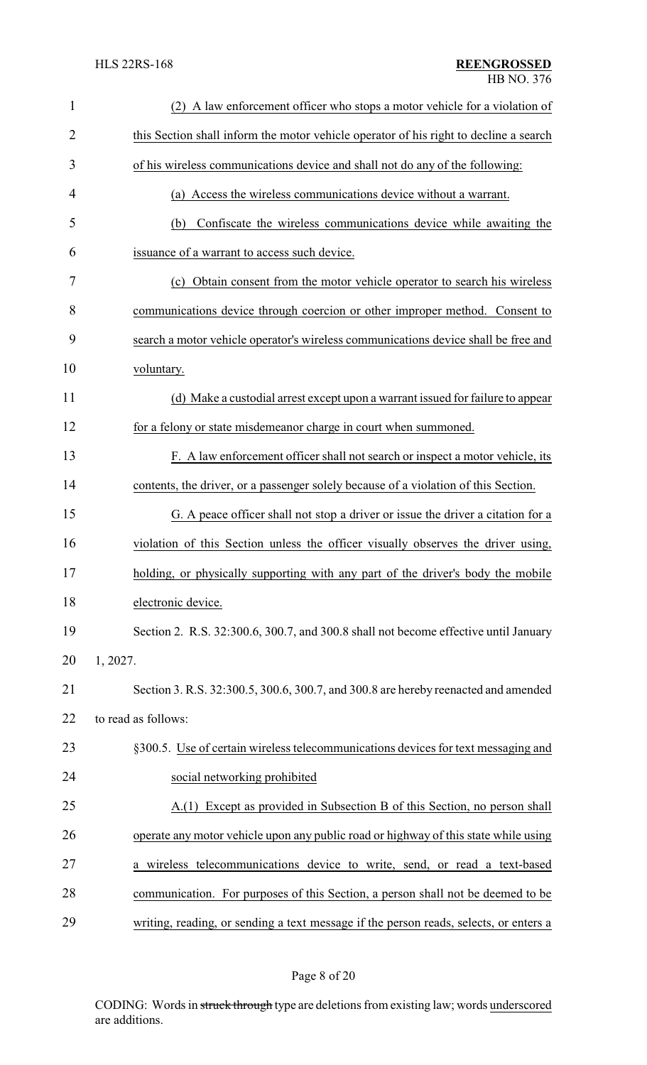(2) A law enforcement officer who stops a motor vehicle for a violation of this Section shall inform the motor vehicle operator of his right to decline a search of his wireless communications device and shall not do any of the following:

(a) Access the wireless communications device without a warrant.

(b) Confiscate the wireless communications device while awaiting the issuance of a warrant to access such device.

(c) Obtain consent from the motor vehicle operator to search his wireless communications device through coercion or other improper method. Consent to search a motor vehicle operator's wireless communications device shall be free and voluntary.

(d) Make a custodial arrest except upon a warrant issued for failure to appear for a felony or state misdemeanor charge in court when summoned.

F. A law enforcement officer shall not search or inspect a motor vehicle, its contents, the driver, or a passenger solely because of a violation of this Section.

G. A peace officer shall not stop a driver or issue the driver a citation for a violation of this Section unless the officer visually observes the driver using, holding, or physically supporting with any part of the driver's body the mobile electronic device.

Section 2. R.S. 32:300.6, 300.7, and 300.8 shall not become effective until January 1, 2027.

Section 3. R.S. 32:300.5, 300.6, 300.7, and 300.8 are hereby reenacted and amended to read as follows:

§300.5. Use of certain wireless telecommunications devices for text messaging and social networking prohibited

A.(1) Except as provided in Subsection B of this Section, no person shall operate any motor vehicle upon any public road or highway of this state while using a wireless telecommunications device to write, send, or read a text-based communication. For purposes of this Section, a person shall not be deemed to be writing, reading, or sending a text message if the person reads, selects, or enters a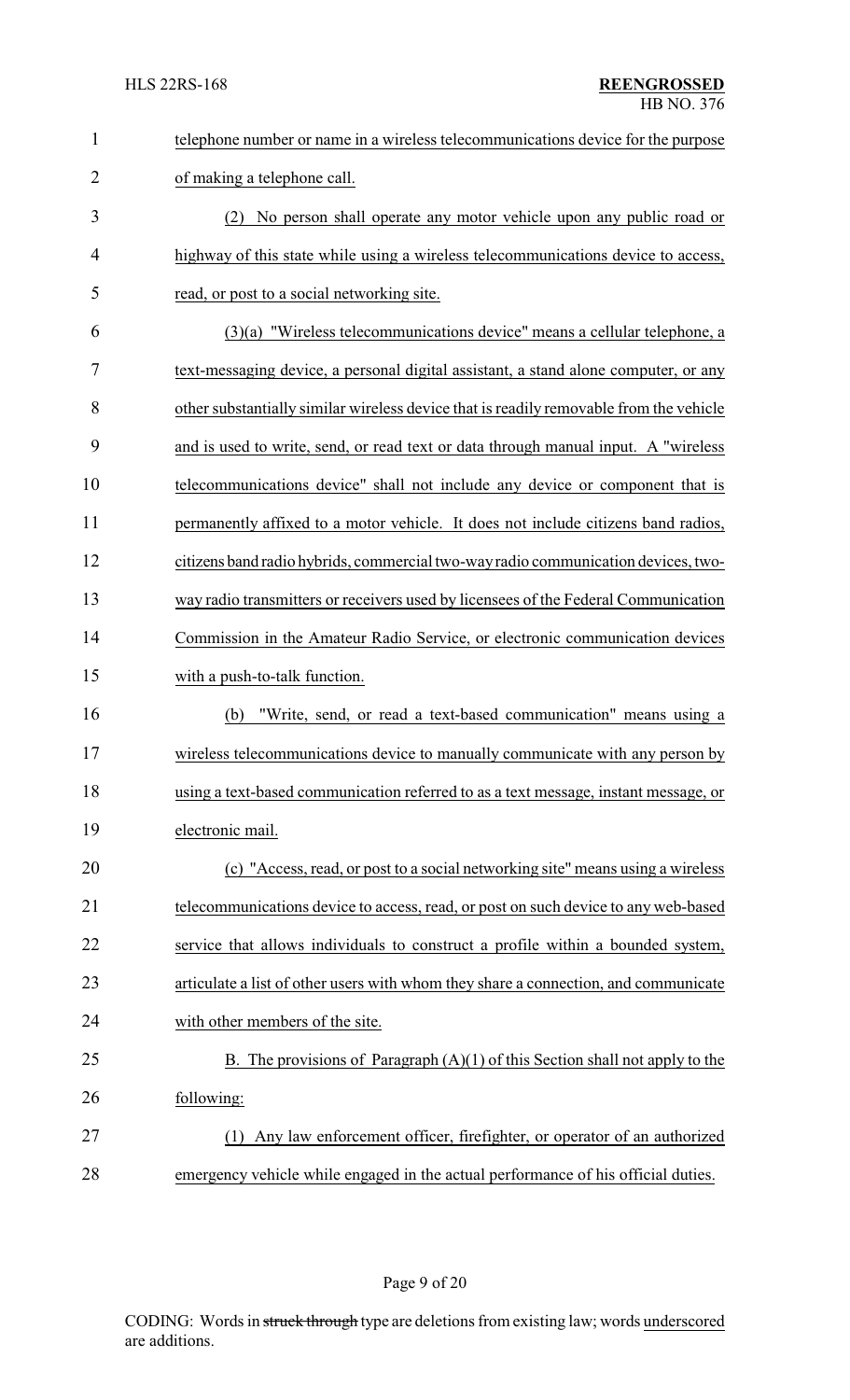telephone number or name in a wireless telecommunications device for the purpose of making a telephone call.

(2) No person shall operate any motor vehicle upon any public road or highway of this state while using a wireless telecommunications device to access, read, or post to a social networking site.

(3)(a) "Wireless telecommunications device" means a cellular telephone, a text-messaging device, a personal digital assistant, a stand alone computer, or any other substantially similar wireless device that is readily removable from the vehicle and is used to write, send, or read text or data through manual input. A "wireless telecommunications device" shall not include any device or component that is permanently affixed to a motor vehicle. It does not include citizens band radios, citizens band radio hybrids, commercial two-way radio communication devices, two-way radio transmitters or receivers used by licensees of the Federal Communication Commission in the Amateur Radio Service, or electronic communication devices with a push-to-talk function.

(b) "Write, send, or read a text-based communication" means using a wireless telecommunications device to manually communicate with any person by using a text-based communication referred to as a text message, instant message, or electronic mail.

(c) "Access, read, or post to a social networking site" means using a wireless telecommunications device to access, read, or post on such device to any web-based service that allows individuals to construct a profile within a bounded system, articulate a list of other users with whom they share a connection, and communicate with other members of the site.

B. The provisions of Paragraph (A)(1) of this Section shall not apply to the following:

(1) Any law enforcement officer, firefighter, or operator of an authorized emergency vehicle while engaged in the actual performance of his official duties.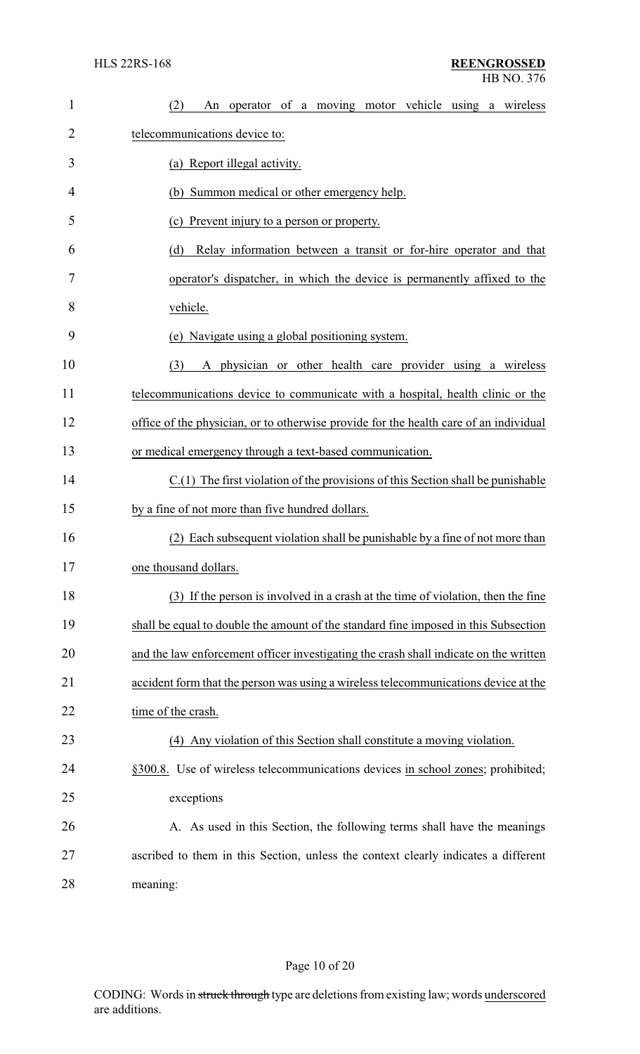(2) An operator of a moving motor vehicle using a wireless telecommunications device to:

(a) Report illegal activity.

(b) Summon medical or other emergency help.

(c) Prevent injury to a person or property.

(d) Relay information between a transit or for-hire operator and that operator's dispatcher, in which the device is permanently affixed to the vehicle.

(e) Navigate using a global positioning system.

(3) A physician or other health care provider using a wireless telecommunications device to communicate with a hospital, health clinic or the office of the physician, or to otherwise provide for the health care of an individual or medical emergency through a text-based communication.

C.(1) The first violation of the provisions of this Section shall be punishable by a fine of not more than five hundred dollars.

(2) Each subsequent violation shall be punishable by a fine of not more than one thousand dollars.

(3) If the person is involved in a crash at the time of violation, then the fine shall be equal to double the amount of the standard fine imposed in this Subsection and the law enforcement officer investigating the crash shall indicate on the written accident form that the person was using a wireless telecommunications device at the time of the crash.

(4) Any violation of this Section shall constitute a moving violation.

§300.8. Use of wireless telecommunications devices in school zones; prohibited; exceptions

A. As used in this Section, the following terms shall have the meanings ascribed to them in this Section, unless the context clearly indicates a different meaning: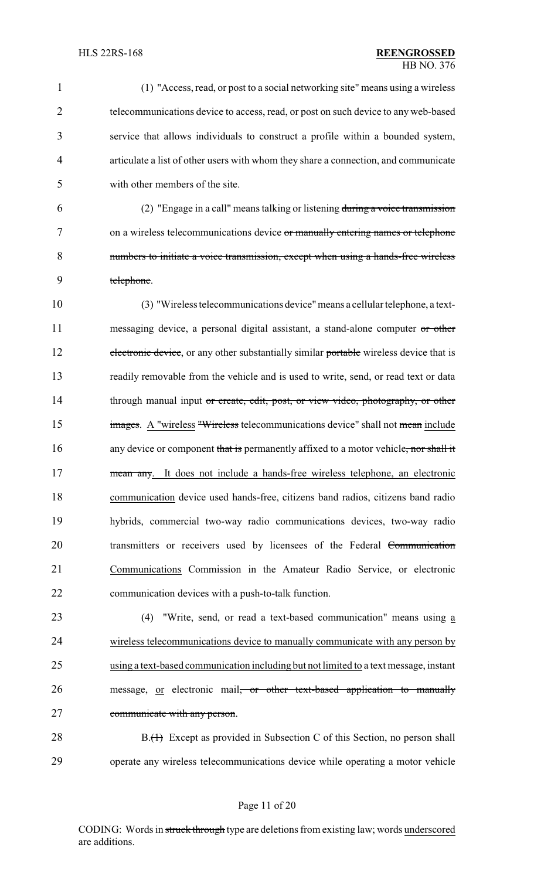(1) "Access, read, or post to a social networking site" means using a wireless telecommunications device to access, read, or post on such device to any web-based service that allows individuals to construct a profile within a bounded system, articulate a list of other users with whom they share a connection, and communicate with other members of the site.

(2) "Engage in a call" means talking or listening ~~during a voice transmission~~ on a wireless telecommunications device ~~or manually entering names or telephone numbers to initiate a voice transmission, except when using a hands-free wireless telephone~~.

(3) "Wireless telecommunications device" means a cellular telephone, a text-messaging device, a personal digital assistant, a stand-alone computer ~~or other electronic device~~, or any other substantially similar ~~portable~~ wireless device that is readily removable from the vehicle and is used to write, send, or read text or data through manual input ~~or create, edit, post, or view video, photography, or other images~~. A "wireless ~~"Wireless~~ telecommunications device" shall not ~~mean~~ include any device or component ~~that is~~ permanently affixed to a motor vehicle~~, nor shall it mean any~~. It does not include a hands-free wireless telephone, an electronic communication device used hands-free, citizens band radios, citizens band radio hybrids, commercial two-way radio communications devices, two-way radio transmitters or receivers used by licensees of the Federal ~~Communication~~ Communications Commission in the Amateur Radio Service, or electronic communication devices with a push-to-talk function.

(4) "Write, send, or read a text-based communication" means using a wireless telecommunications device to manually communicate with any person by using a text-based communication including but not limited to a text message, instant message, or electronic mail~~, or other text-based application to manually communicate with any person~~.

B.~~(1)~~ Except as provided in Subsection C of this Section, no person shall operate any wireless telecommunications device while operating a motor vehicle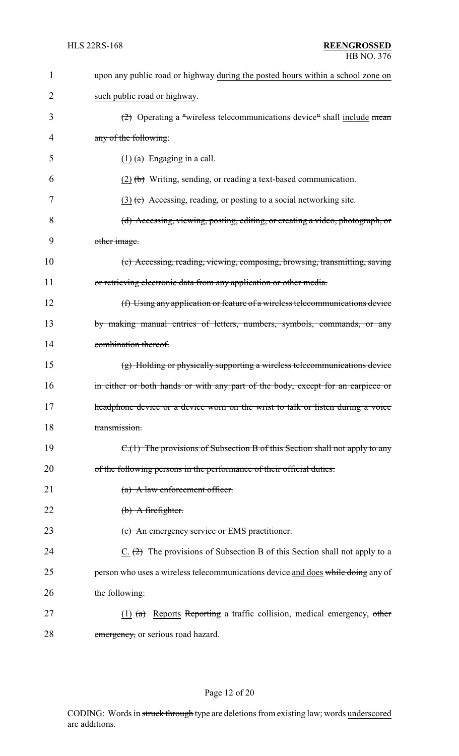upon any public road or highway <u>during the posted hours within a school zone on such public road or highway</u>.

~~(2)~~ Operating a ~~"~~wireless telecommunications device~~"~~ shall <u>include</u> ~~mean any of the following~~:

<u>(1)</u> ~~(a)~~ Engaging in a call.

<u>(2)</u> ~~(b)~~ Writing, sending, or reading a text-based communication.

<u>(3)</u> ~~(c)~~ Accessing, reading, or posting to a social networking site.

~~(d) Accessing, viewing, posting, editing, or creating a video, photograph, or other image.~~

~~(e) Accessing, reading, viewing, composing, browsing, transmitting, saving or retrieving electronic data from any application or other media.~~

~~(f) Using any application or feature of a wireless telecommunications device by making manual entries of letters, numbers, symbols, commands, or any combination thereof.~~

~~(g) Holding or physically supporting a wireless telecommunications device in either or both hands or with any part of the body, except for an earpiece or headphone device or a device worn on the wrist to talk or listen during a voice transmission.~~

~~C.(1) The provisions of Subsection B of this Section shall not apply to any of the following persons in the performance of their official duties:~~

~~(a) A law enforcement officer.~~

~~(b) A firefighter.~~

~~(c) An emergency service or EMS practitioner.~~

<u>C.</u> ~~(2)~~ The provisions of Subsection B of this Section shall not apply to a person who uses a wireless telecommunications device <u>and does</u> ~~while doing~~ any of the following:

<u>(1)</u> ~~(a)~~ <u>Reports</u> ~~Reporting~~ a traffic collision, medical emergency, ~~other emergency,~~ or serious road hazard.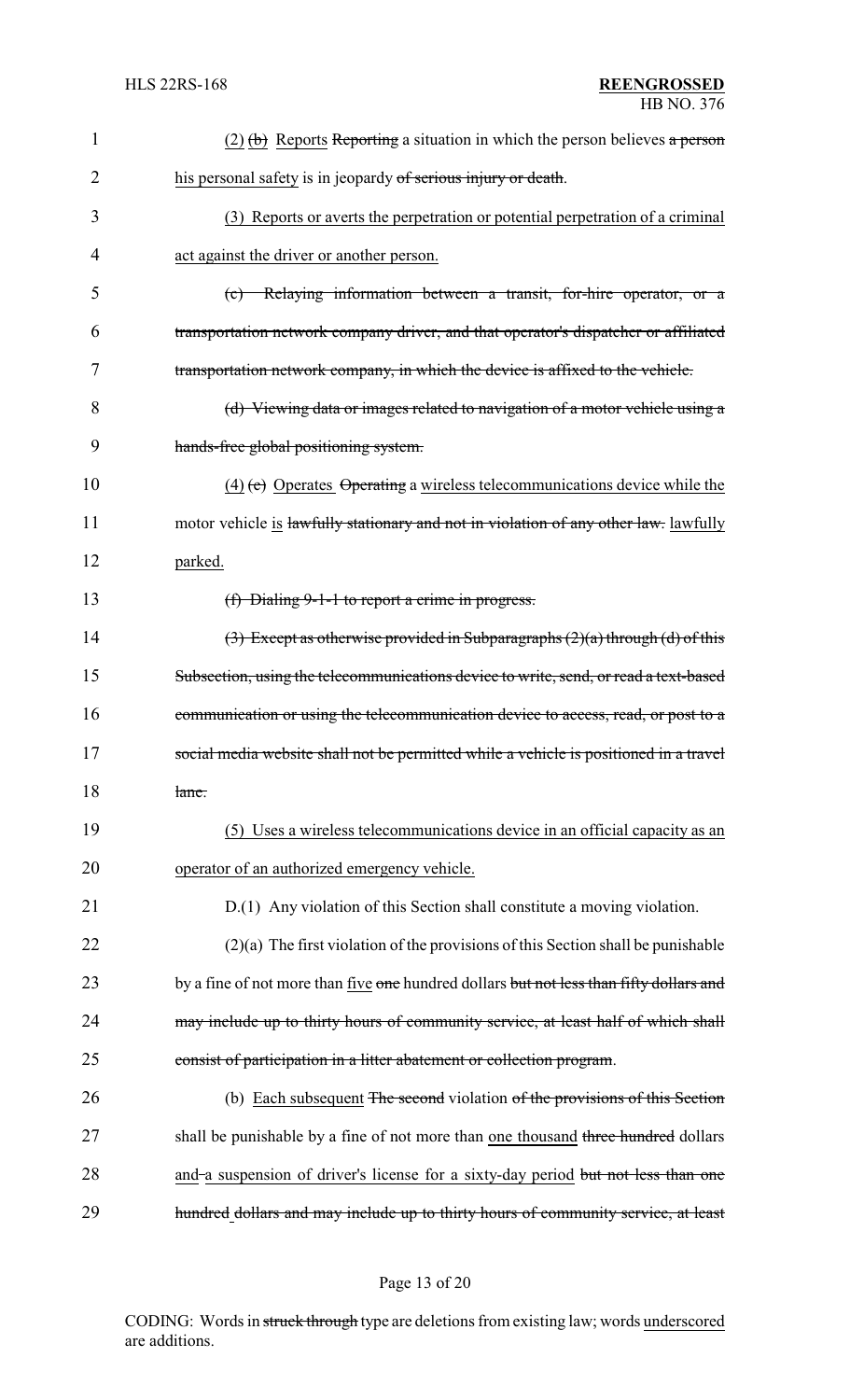(2) ~~(b)~~ Reports ~~Reporting~~ a situation in which the person believes ~~a person~~ his personal safety is in jeopardy ~~of serious injury or death~~.

(3) Reports or averts the perpetration or potential perpetration of a criminal act against the driver or another person.

~~(c) Relaying information between a transit, for-hire operator, or a transportation network company driver, and that operator's dispatcher or affiliated transportation network company, in which the device is affixed to the vehicle.~~

~~(d) Viewing data or images related to navigation of a motor vehicle using a hands-free global positioning system.~~

(4) ~~(e)~~ Operates ~~Operating~~ a wireless telecommunications device while the motor vehicle is ~~lawfully stationary and not in violation of any other law.~~ lawfully parked.

~~(f) Dialing 9-1-1 to report a crime in progress.~~

~~(3) Except as otherwise provided in Subparagraphs (2)(a) through (d) of this Subsection, using the telecommunications device to write, send, or read a text-based communication or using the telecommunication device to access, read, or post to a social media website shall not be permitted while a vehicle is positioned in a travel lane.~~

(5) Uses a wireless telecommunications device in an official capacity as an operator of an authorized emergency vehicle.

D.(1) Any violation of this Section shall constitute a moving violation.

(2)(a) The first violation of the provisions of this Section shall be punishable by a fine of not more than five ~~one~~ hundred dollars ~~but not less than fifty dollars and may include up to thirty hours of community service, at least half of which shall consist of participation in a litter abatement or collection program~~.

(b) Each subsequent ~~The second~~ violation ~~of the provisions of this Section~~ shall be punishable by a fine of not more than one thousand ~~three hundred~~ dollars and ~~-~~a suspension of driver's license for a sixty-day period ~~but not less than one hundred~~ dollars ~~and may include up to thirty hours of community service, at least~~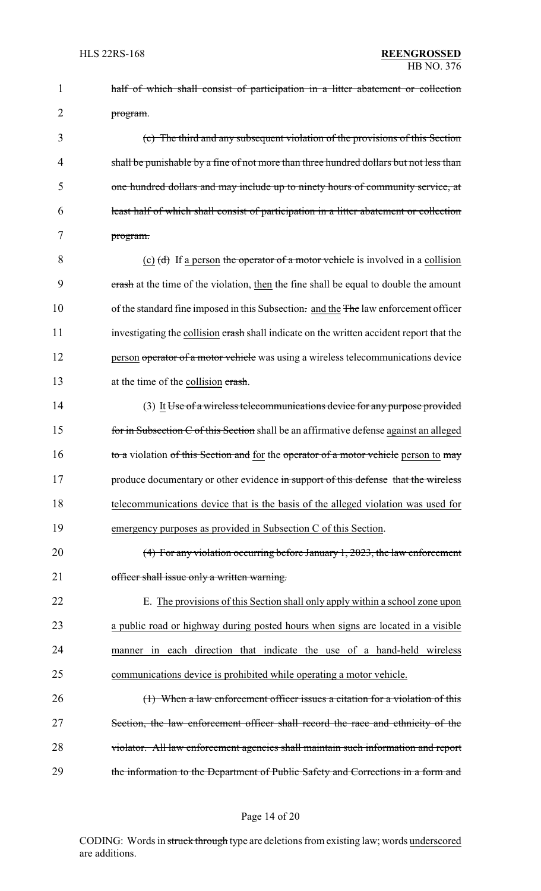half of which shall consist of participation in a litter abatement or collection program.

(c) The third and any subsequent violation of the provisions of this Section shall be punishable by a fine of not more than three hundred dollars but not less than one hundred dollars and may include up to ninety hours of community service, at least half of which shall consist of participation in a litter abatement or collection program.

(c) (d) If a person the operator of a motor vehicle is involved in a collision crash at the time of the violation, then the fine shall be equal to double the amount of the standard fine imposed in this Subsection. and the The law enforcement officer investigating the collision crash shall indicate on the written accident report that the person operator of a motor vehicle was using a wireless telecommunications device at the time of the collision crash.

(3) It Use of a wireless telecommunications device for any purpose provided for in Subsection C of this Section shall be an affirmative defense against an alleged to a violation of this Section and for the operator of a motor vehicle person to may produce documentary or other evidence in support of this defense that the wireless telecommunications device that is the basis of the alleged violation was used for emergency purposes as provided in Subsection C of this Section.

(4) For any violation occurring before January 1, 2023, the law enforcement officer shall issue only a written warning.

E. The provisions of this Section shall only apply within a school zone upon a public road or highway during posted hours when signs are located in a visible manner in each direction that indicate the use of a hand-held wireless communications device is prohibited while operating a motor vehicle.

(1) When a law enforcement officer issues a citation for a violation of this Section, the law enforcement officer shall record the race and ethnicity of the violator. All law enforcement agencies shall maintain such information and report the information to the Department of Public Safety and Corrections in a form and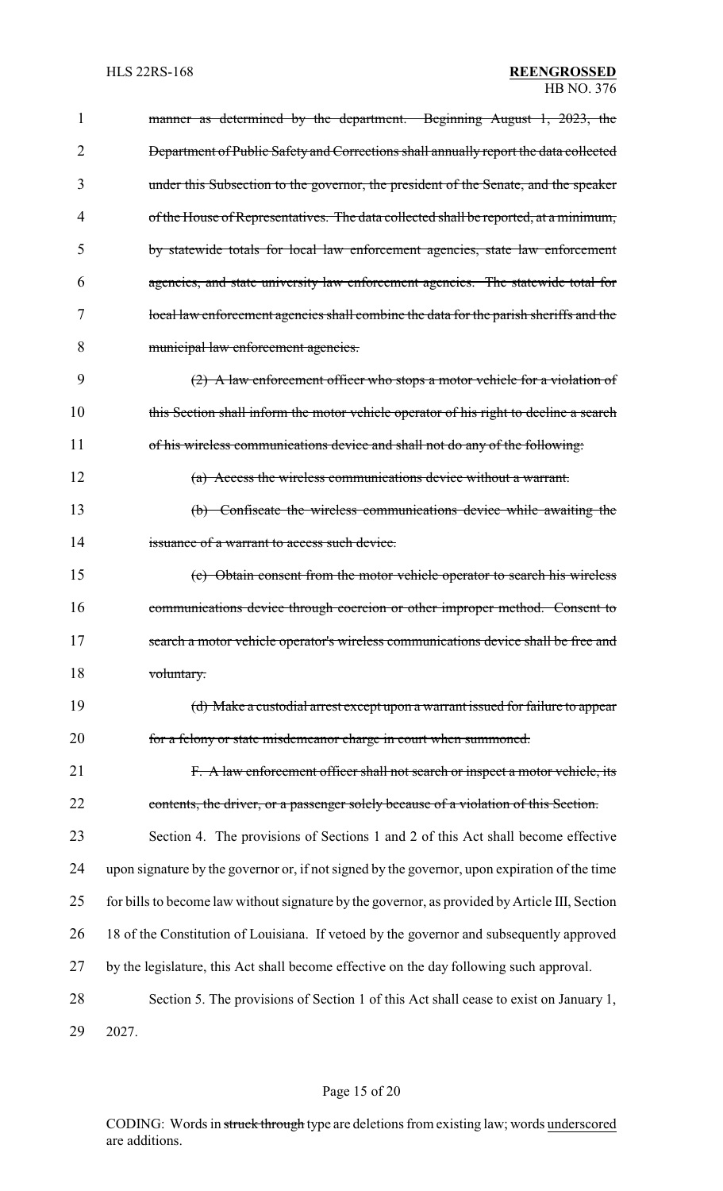~~manner as determined by the department. Beginning August 1, 2023, the Department of Public Safety and Corrections shall annually report the data collected under this Subsection to the governor, the president of the Senate, and the speaker of the House of Representatives. The data collected shall be reported, at a minimum, by statewide totals for local law enforcement agencies, state law enforcement agencies, and state university law enforcement agencies. The statewide total for local law enforcement agencies shall combine the data for the parish sheriffs and the municipal law enforcement agencies.~~

~~(2) A law enforcement officer who stops a motor vehicle for a violation of this Section shall inform the motor vehicle operator of his right to decline a search of his wireless communications device and shall not do any of the following:~~

~~(a) Access the wireless communications device without a warrant.~~

~~(b) Confiscate the wireless communications device while awaiting the issuance of a warrant to access such device.~~

~~(c) Obtain consent from the motor vehicle operator to search his wireless communications device through coercion or other improper method. Consent to search a motor vehicle operator's wireless communications device shall be free and voluntary.~~

~~(d) Make a custodial arrest except upon a warrant issued for failure to appear for a felony or state misdemeanor charge in court when summoned.~~

~~F. A law enforcement officer shall not search or inspect a motor vehicle, its contents, the driver, or a passenger solely because of a violation of this Section.~~

Section 4. The provisions of Sections 1 and 2 of this Act shall become effective upon signature by the governor or, if not signed by the governor, upon expiration of the time for bills to become law without signature by the governor, as provided by Article III, Section 18 of the Constitution of Louisiana. If vetoed by the governor and subsequently approved by the legislature, this Act shall become effective on the day following such approval.

Section 5. The provisions of Section 1 of this Act shall cease to exist on January 1, 2027.

CODING: Words in ~~struck through~~ type are deletions from existing law; words <u>underscored</u> are additions.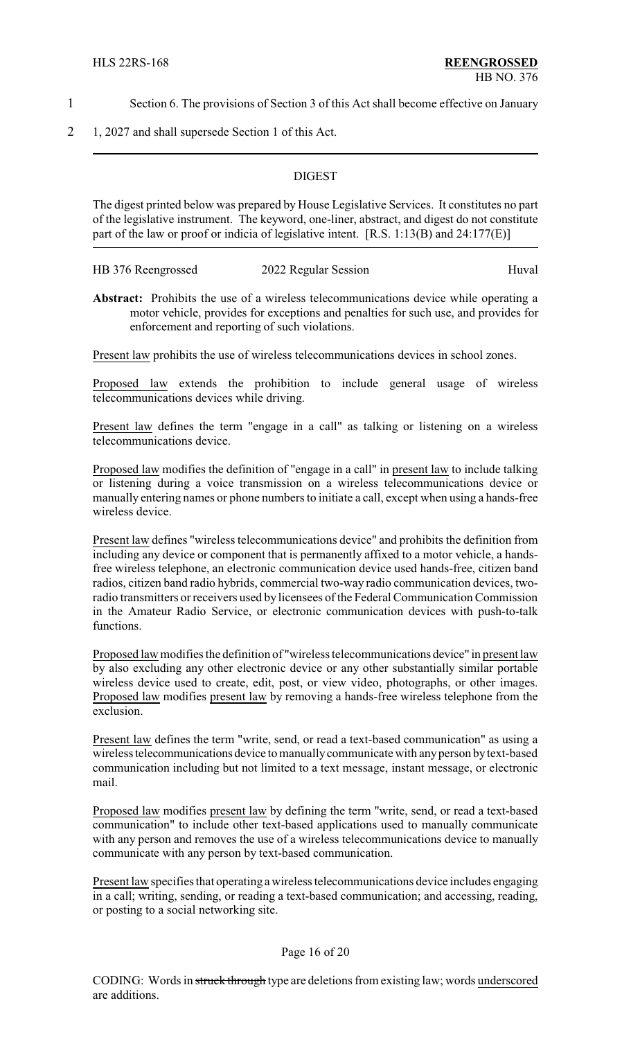Section 6. The provisions of Section 3 of this Act shall become effective on January 1, 2027 and shall supersede Section 1 of this Act.

---

## DIGEST

The digest printed below was prepared by House Legislative Services. It constitutes no part of the legislative instrument. The keyword, one-liner, abstract, and digest do not constitute part of the law or proof or indicia of legislative intent. [R.S. 1:13(B) and 24:177(E)]

HB 376 Reengrossed — 2022 Regular Session — Huval

**Abstract:** Prohibits the use of a wireless telecommunications device while operating a motor vehicle, provides for exceptions and penalties for such use, and provides for enforcement and reporting of such violations.

Present law prohibits the use of wireless telecommunications devices in school zones.

Proposed law extends the prohibition to include general usage of wireless telecommunications devices while driving.

Present law defines the term "engage in a call" as talking or listening on a wireless telecommunications device.

Proposed law modifies the definition of "engage in a call" in present law to include talking or listening during a voice transmission on a wireless telecommunications device or manually entering names or phone numbers to initiate a call, except when using a hands-free wireless device.

Present law defines "wireless telecommunications device" and prohibits the definition from including any device or component that is permanently affixed to a motor vehicle, a hands-free wireless telephone, an electronic communication device used hands-free, citizen band radios, citizen band radio hybrids, commercial two-way radio communication devices, two-radio transmitters or receivers used by licensees of the Federal Communication Commission in the Amateur Radio Service, or electronic communication devices with push-to-talk functions.

Proposed law modifies the definition of "wireless telecommunications device" in present law by also excluding any other electronic device or any other substantially similar portable wireless device used to create, edit, post, or view video, photographs, or other images. Proposed law modifies present law by removing a hands-free wireless telephone from the exclusion.

Present law defines the term "write, send, or read a text-based communication" as using a wireless telecommunications device to manually communicate with any person by text-based communication including but not limited to a text message, instant message, or electronic mail.

Proposed law modifies present law by defining the term "write, send, or read a text-based communication" to include other text-based applications used to manually communicate with any person and removes the use of a wireless telecommunications device to manually communicate with any person by text-based communication.

Present law specifies that operating a wireless telecommunications device includes engaging in a call; writing, sending, or reading a text-based communication; and accessing, reading, or posting to a social networking site.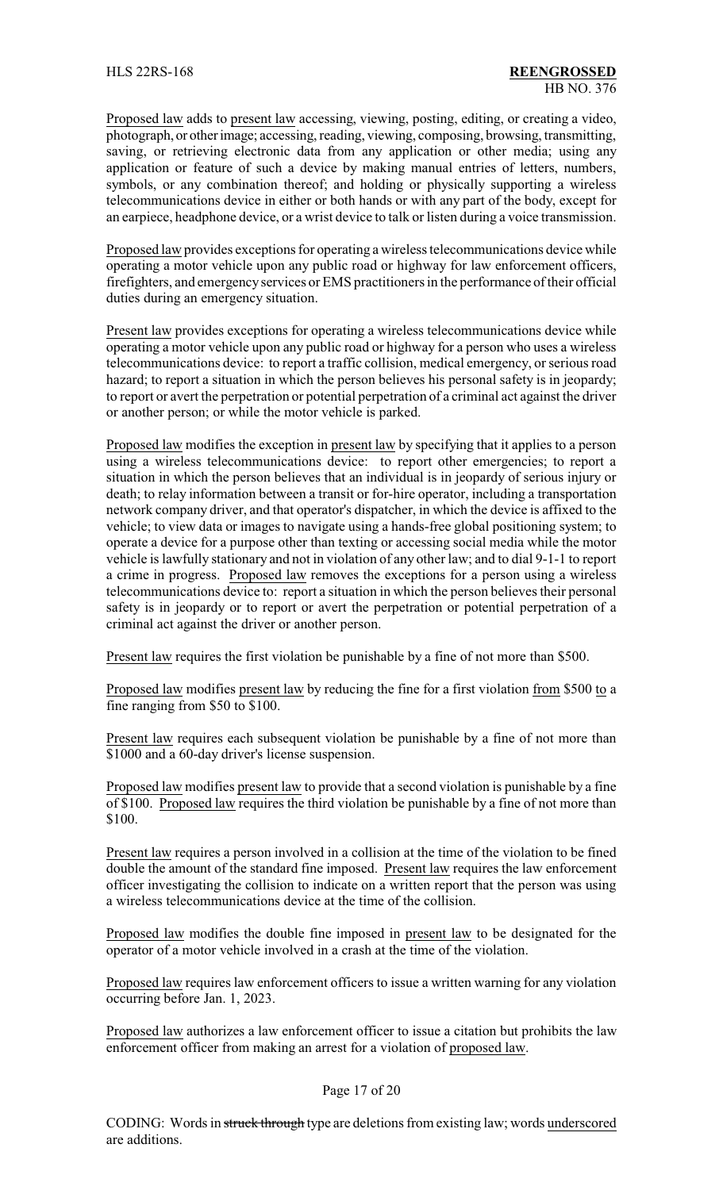Proposed law adds to present law accessing, viewing, posting, editing, or creating a video, photograph, or other image; accessing, reading, viewing, composing, browsing, transmitting, saving, or retrieving electronic data from any application or other media; using any application or feature of such a device by making manual entries of letters, numbers, symbols, or any combination thereof; and holding or physically supporting a wireless telecommunications device in either or both hands or with any part of the body, except for an earpiece, headphone device, or a wrist device to talk or listen during a voice transmission.

Proposed law provides exceptions for operating a wireless telecommunications device while operating a motor vehicle upon any public road or highway for law enforcement officers, firefighters, and emergency services or EMS practitioners in the performance of their official duties during an emergency situation.

Present law provides exceptions for operating a wireless telecommunications device while operating a motor vehicle upon any public road or highway for a person who uses a wireless telecommunications device: to report a traffic collision, medical emergency, or serious road hazard; to report a situation in which the person believes his personal safety is in jeopardy; to report or avert the perpetration or potential perpetration of a criminal act against the driver or another person; or while the motor vehicle is parked.

Proposed law modifies the exception in present law by specifying that it applies to a person using a wireless telecommunications device: to report other emergencies; to report a situation in which the person believes that an individual is in jeopardy of serious injury or death; to relay information between a transit or for-hire operator, including a transportation network company driver, and that operator's dispatcher, in which the device is affixed to the vehicle; to view data or images to navigate using a hands-free global positioning system; to operate a device for a purpose other than texting or accessing social media while the motor vehicle is lawfully stationary and not in violation of any other law; and to dial 9-1-1 to report a crime in progress. Proposed law removes the exceptions for a person using a wireless telecommunications device to: report a situation in which the person believes their personal safety is in jeopardy or to report or avert the perpetration or potential perpetration of a criminal act against the driver or another person.

Present law requires the first violation be punishable by a fine of not more than $500.

Proposed law modifies present law by reducing the fine for a first violation from $500 to a fine ranging from $50 to $100.

Present law requires each subsequent violation be punishable by a fine of not more than $1000 and a 60-day driver's license suspension.

Proposed law modifies present law to provide that a second violation is punishable by a fine of $100. Proposed law requires the third violation be punishable by a fine of not more than $100.

Present law requires a person involved in a collision at the time of the violation to be fined double the amount of the standard fine imposed. Present law requires the law enforcement officer investigating the collision to indicate on a written report that the person was using a wireless telecommunications device at the time of the collision.

Proposed law modifies the double fine imposed in present law to be designated for the operator of a motor vehicle involved in a crash at the time of the violation.

Proposed law requires law enforcement officers to issue a written warning for any violation occurring before Jan. 1, 2023.

Proposed law authorizes a law enforcement officer to issue a citation but prohibits the law enforcement officer from making an arrest for a violation of proposed law.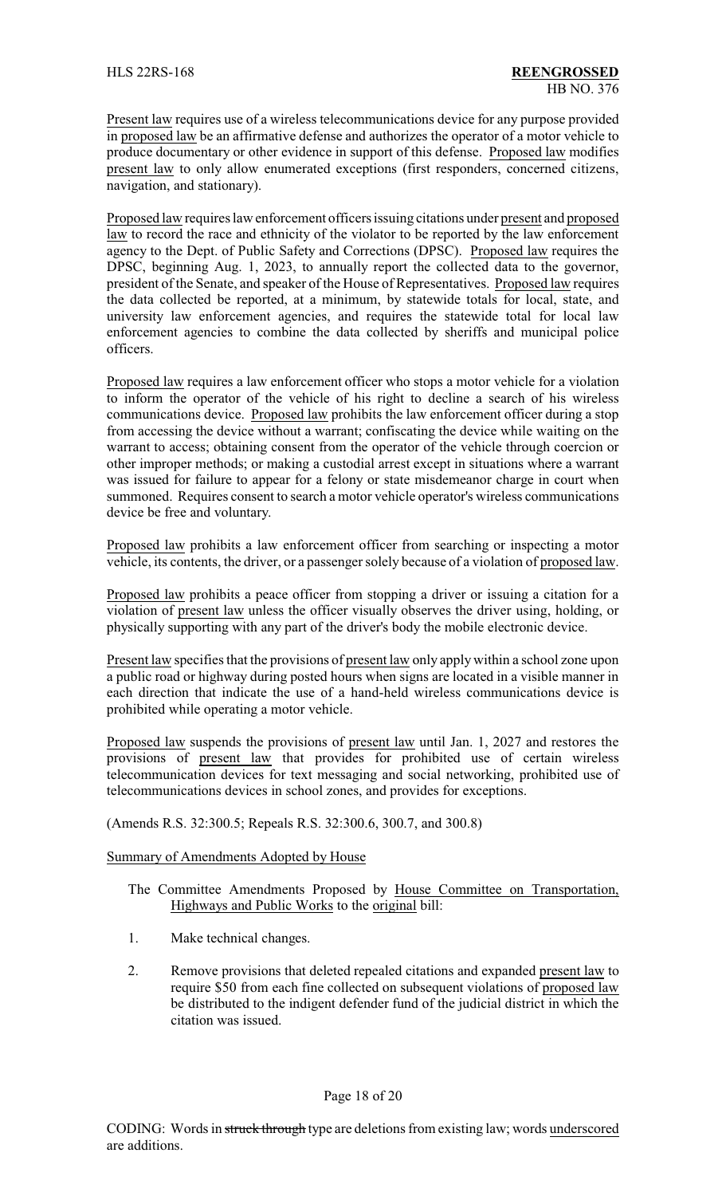Present law requires use of a wireless telecommunications device for any purpose provided in proposed law be an affirmative defense and authorizes the operator of a motor vehicle to produce documentary or other evidence in support of this defense. Proposed law modifies present law to only allow enumerated exceptions (first responders, concerned citizens, navigation, and stationary).

Proposed law requires law enforcement officers issuing citations under present and proposed law to record the race and ethnicity of the violator to be reported by the law enforcement agency to the Dept. of Public Safety and Corrections (DPSC). Proposed law requires the DPSC, beginning Aug. 1, 2023, to annually report the collected data to the governor, president of the Senate, and speaker of the House of Representatives. Proposed law requires the data collected be reported, at a minimum, by statewide totals for local, state, and university law enforcement agencies, and requires the statewide total for local law enforcement agencies to combine the data collected by sheriffs and municipal police officers.

Proposed law requires a law enforcement officer who stops a motor vehicle for a violation to inform the operator of the vehicle of his right to decline a search of his wireless communications device. Proposed law prohibits the law enforcement officer during a stop from accessing the device without a warrant; confiscating the device while waiting on the warrant to access; obtaining consent from the operator of the vehicle through coercion or other improper methods; or making a custodial arrest except in situations where a warrant was issued for failure to appear for a felony or state misdemeanor charge in court when summoned. Requires consent to search a motor vehicle operator's wireless communications device be free and voluntary.

Proposed law prohibits a law enforcement officer from searching or inspecting a motor vehicle, its contents, the driver, or a passenger solely because of a violation of proposed law.

Proposed law prohibits a peace officer from stopping a driver or issuing a citation for a violation of present law unless the officer visually observes the driver using, holding, or physically supporting with any part of the driver's body the mobile electronic device.

Present law specifies that the provisions of present law only apply within a school zone upon a public road or highway during posted hours when signs are located in a visible manner in each direction that indicate the use of a hand-held wireless communications device is prohibited while operating a motor vehicle.

Proposed law suspends the provisions of present law until Jan. 1, 2027 and restores the provisions of present law that provides for prohibited use of certain wireless telecommunication devices for text messaging and social networking, prohibited use of telecommunications devices in school zones, and provides for exceptions.

(Amends R.S. 32:300.5; Repeals R.S. 32:300.6, 300.7, and 300.8)

Summary of Amendments Adopted by House

The Committee Amendments Proposed by House Committee on Transportation, Highways and Public Works to the original bill:

1. Make technical changes.

2. Remove provisions that deleted repealed citations and expanded present law to require $50 from each fine collected on subsequent violations of proposed law be distributed to the indigent defender fund of the judicial district in which the citation was issued.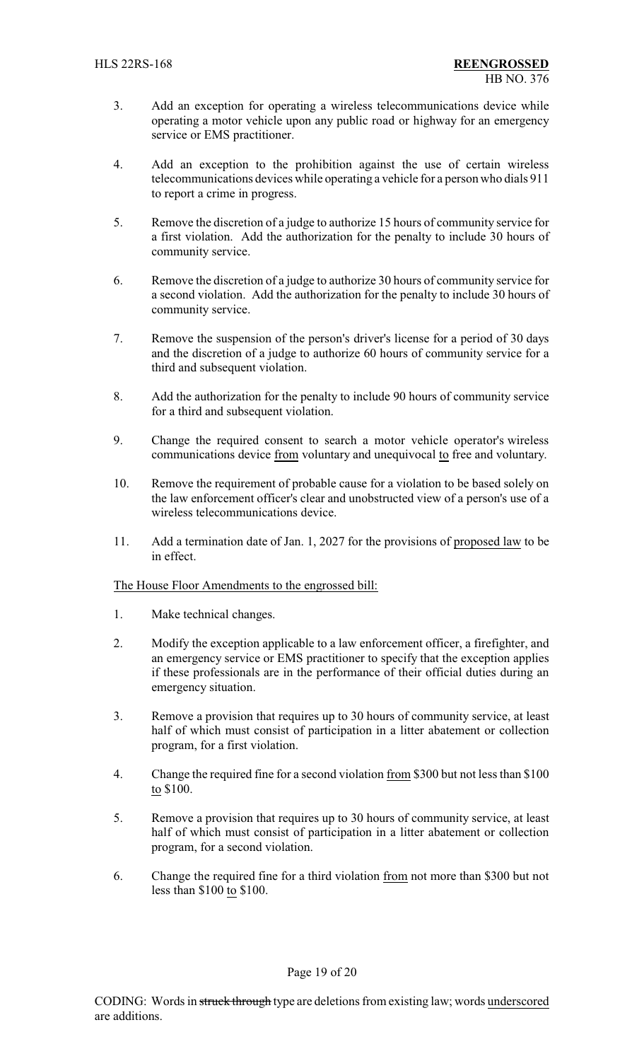3. Add an exception for operating a wireless telecommunications device while operating a motor vehicle upon any public road or highway for an emergency service or EMS practitioner.

4. Add an exception to the prohibition against the use of certain wireless telecommunications devices while operating a vehicle for a person who dials 911 to report a crime in progress.

5. Remove the discretion of a judge to authorize 15 hours of community service for a first violation. Add the authorization for the penalty to include 30 hours of community service.

6. Remove the discretion of a judge to authorize 30 hours of community service for a second violation. Add the authorization for the penalty to include 30 hours of community service.

7. Remove the suspension of the person's driver's license for a period of 30 days and the discretion of a judge to authorize 60 hours of community service for a third and subsequent violation.

8. Add the authorization for the penalty to include 90 hours of community service for a third and subsequent violation.

9. Change the required consent to search a motor vehicle operator's wireless communications device from voluntary and unequivocal to free and voluntary.

10. Remove the requirement of probable cause for a violation to be based solely on the law enforcement officer's clear and unobstructed view of a person's use of a wireless telecommunications device.

11. Add a termination date of Jan. 1, 2027 for the provisions of proposed law to be in effect.

The House Floor Amendments to the engrossed bill:

1. Make technical changes.

2. Modify the exception applicable to a law enforcement officer, a firefighter, and an emergency service or EMS practitioner to specify that the exception applies if these professionals are in the performance of their official duties during an emergency situation.

3. Remove a provision that requires up to 30 hours of community service, at least half of which must consist of participation in a litter abatement or collection program, for a first violation.

4. Change the required fine for a second violation from $300 but not less than $100 to $100.

5. Remove a provision that requires up to 30 hours of community service, at least half of which must consist of participation in a litter abatement or collection program, for a second violation.

6. Change the required fine for a third violation from not more than $300 but not less than $100 to $100.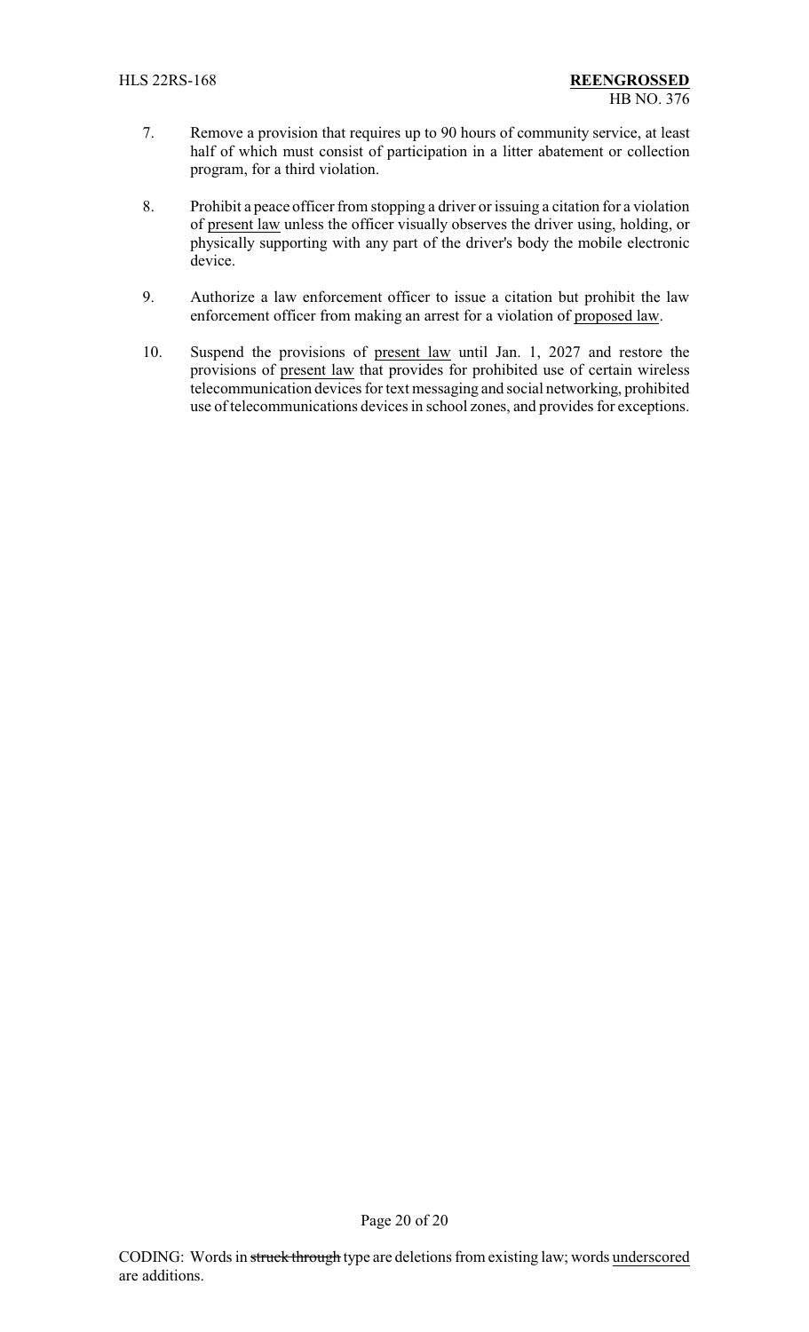7. Remove a provision that requires up to 90 hours of community service, at least half of which must consist of participation in a litter abatement or collection program, for a third violation.

8. Prohibit a peace officer from stopping a driver or issuing a citation for a violation of present law unless the officer visually observes the driver using, holding, or physically supporting with any part of the driver's body the mobile electronic device.

9. Authorize a law enforcement officer to issue a citation but prohibit the law enforcement officer from making an arrest for a violation of proposed law.

10. Suspend the provisions of present law until Jan. 1, 2027 and restore the provisions of present law that provides for prohibited use of certain wireless telecommunication devices for text messaging and social networking, prohibited use of telecommunications devices in school zones, and provides for exceptions.

CODING: Words in ~~struck through~~ type are deletions from existing law; words underscored are additions.